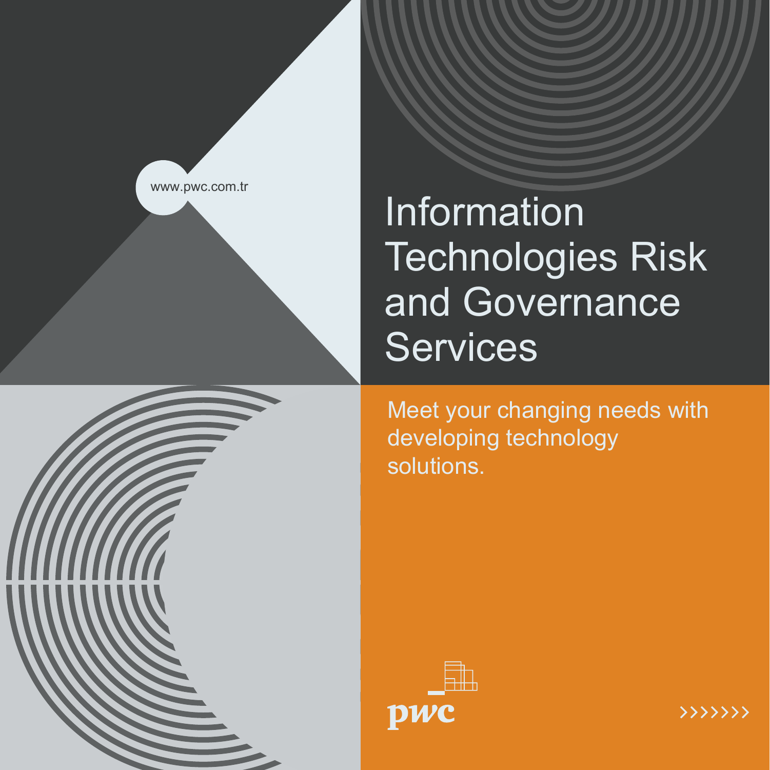www.pwc.com.tr

# Information Technologies Risk and Governance Services

Meet your changing needs with developing technology solutions.

pwc

›››››››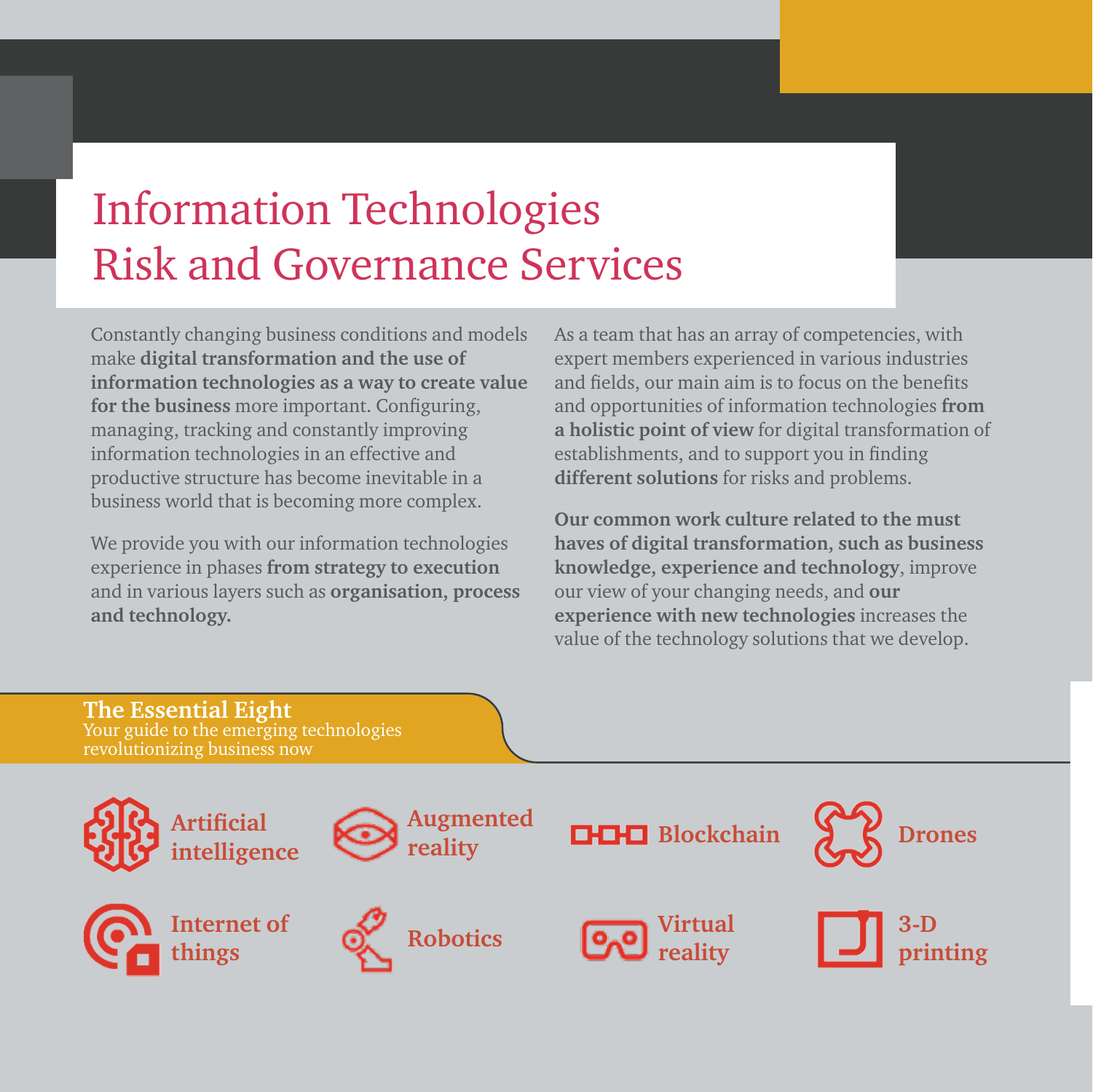# Information Technologies Risk and Governance Services

Constantly changing business conditions and models make **digital transformation and the use of information technologies as a way to create value for the business** more important. Configuring, managing, tracking and constantly improving information technologies in an effective and productive structure has become inevitable in a business world that is becoming more complex.

We provide you with our information technologies experience in phases **from strategy to execution** and in various layers such as **organisation, process and technology.**

As a team that has an array of competencies, with expert members experienced in various industries and fields, our main aim is to focus on the benefits and opportunities of information technologies **from a holistic point of view** for digital transformation of establishments, and to support you in finding **different solutions** for risks and problems.

**Our common work culture related to the must haves of digital transformation, such as business knowledge, experience and technology**, improve our view of your changing needs, and **our experience with new technologies** increases the value of the technology solutions that we develop.

## The Essential Eight

Your guide to the emerging technologies revolutionizing business now

- Artificial intelligence
- Augmented reality
- Blockchain
- Drones
- Internet of things
- Robotics
- Virtual reality
- 3-D printing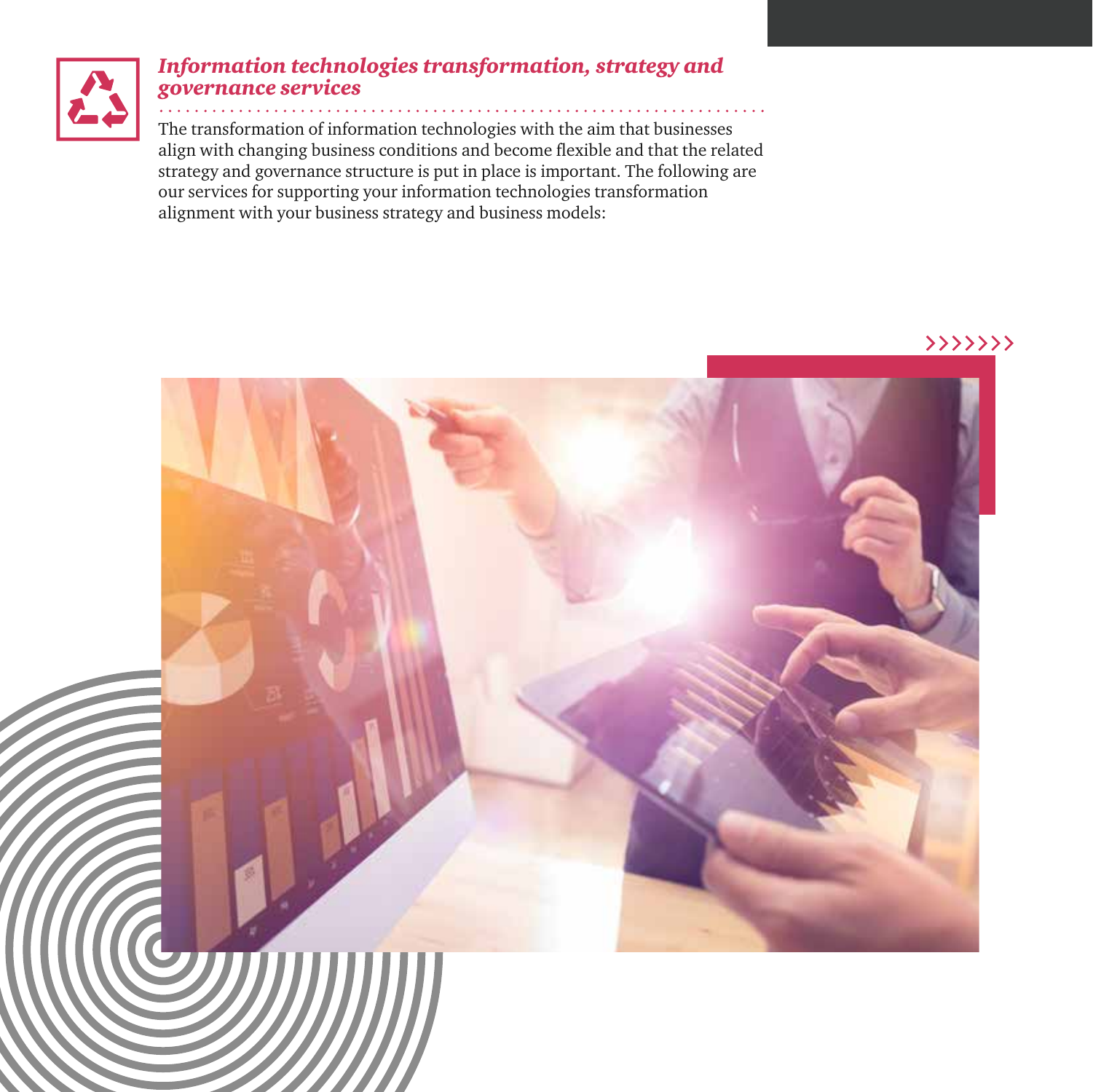## *Information technologies transformation, strategy and governance services*

The transformation of information technologies with the aim that businesses align with changing business conditions and become flexible and that the related strategy and governance structure is put in place is important. The following are our services for supporting your information technologies transformation alignment with your business strategy and business models: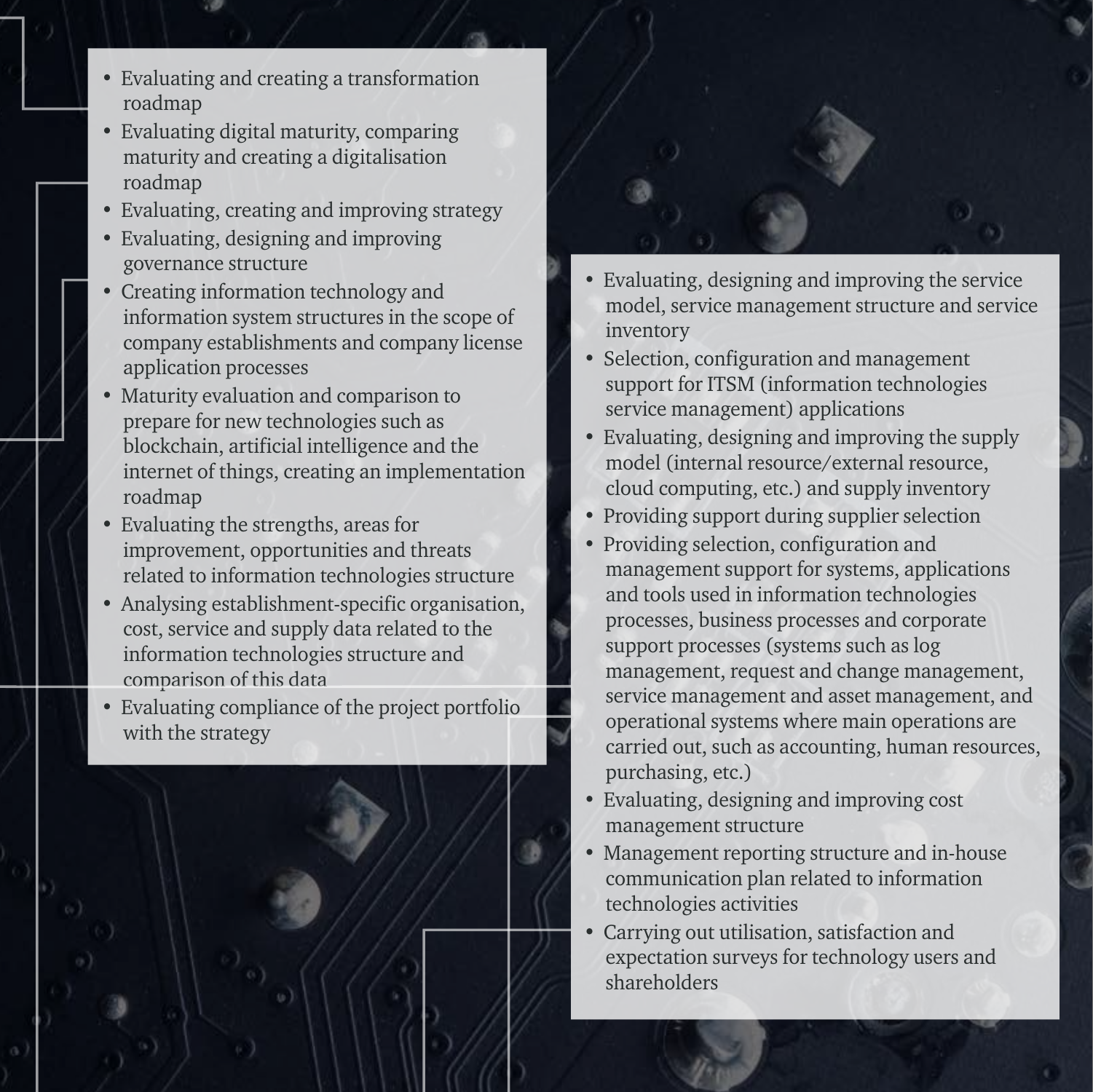- Evaluating and creating a transformation roadmap
- Evaluating digital maturity, comparing maturity and creating a digitalisation roadmap
- Evaluating, creating and improving strategy
- Evaluating, designing and improving governance structure
- Creating information technology and information system structures in the scope of company establishments and company license application processes
- Maturity evaluation and comparison to prepare for new technologies such as blockchain, artificial intelligence and the internet of things, creating an implementation roadmap
- Evaluating the strengths, areas for improvement, opportunities and threats related to information technologies structure
- Analysing establishment-specific organisation, cost, service and supply data related to the information technologies structure and comparison of this data
- Evaluating compliance of the project portfolio with the strategy

- Evaluating, designing and improving the service model, service management structure and service inventory
- Selection, configuration and management support for ITSM (information technologies service management) applications
- Evaluating, designing and improving the supply model (internal resource/external resource, cloud computing, etc.) and supply inventory
- Providing support during supplier selection
- Providing selection, configuration and management support for systems, applications and tools used in information technologies processes, business processes and corporate support processes (systems such as log management, request and change management, service management and asset management, and operational systems where main operations are carried out, such as accounting, human resources, purchasing, etc.)
- Evaluating, designing and improving cost management structure
- Management reporting structure and in-house communication plan related to information technologies activities
- Carrying out utilisation, satisfaction and expectation surveys for technology users and shareholders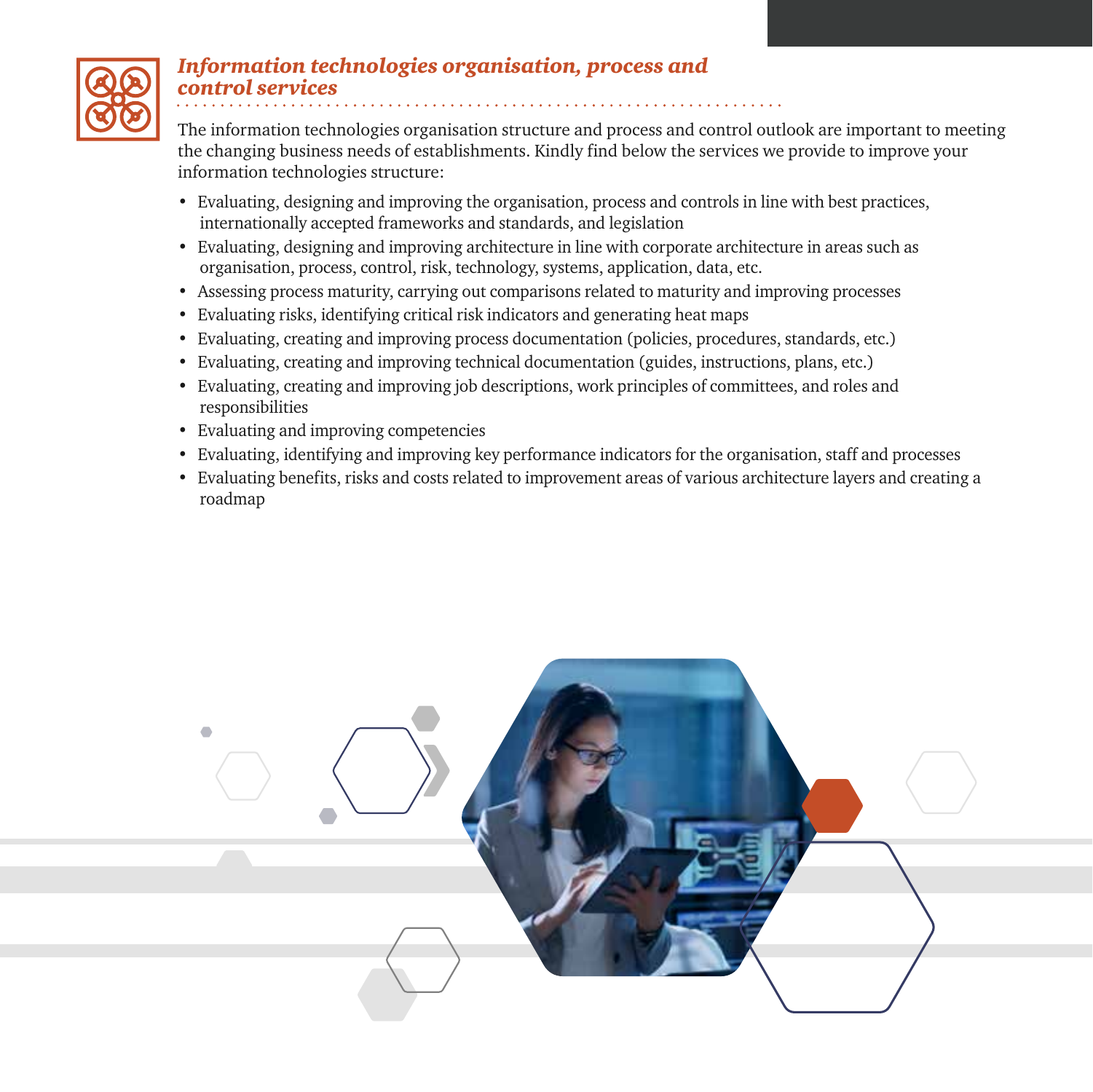## *Information technologies organisation, process and control services*

The information technologies organisation structure and process and control outlook are important to meeting the changing business needs of establishments. Kindly find below the services we provide to improve your information technologies structure:

- Evaluating, designing and improving the organisation, process and controls in line with best practices, internationally accepted frameworks and standards, and legislation
- Evaluating, designing and improving architecture in line with corporate architecture in areas such as organisation, process, control, risk, technology, systems, application, data, etc.
- Assessing process maturity, carrying out comparisons related to maturity and improving processes
- Evaluating risks, identifying critical risk indicators and generating heat maps
- Evaluating, creating and improving process documentation (policies, procedures, standards, etc.)
- Evaluating, creating and improving technical documentation (guides, instructions, plans, etc.)
- Evaluating, creating and improving job descriptions, work principles of committees, and roles and responsibilities
- Evaluating and improving competencies
- Evaluating, identifying and improving key performance indicators for the organisation, staff and processes
- Evaluating benefits, risks and costs related to improvement areas of various architecture layers and creating a roadmap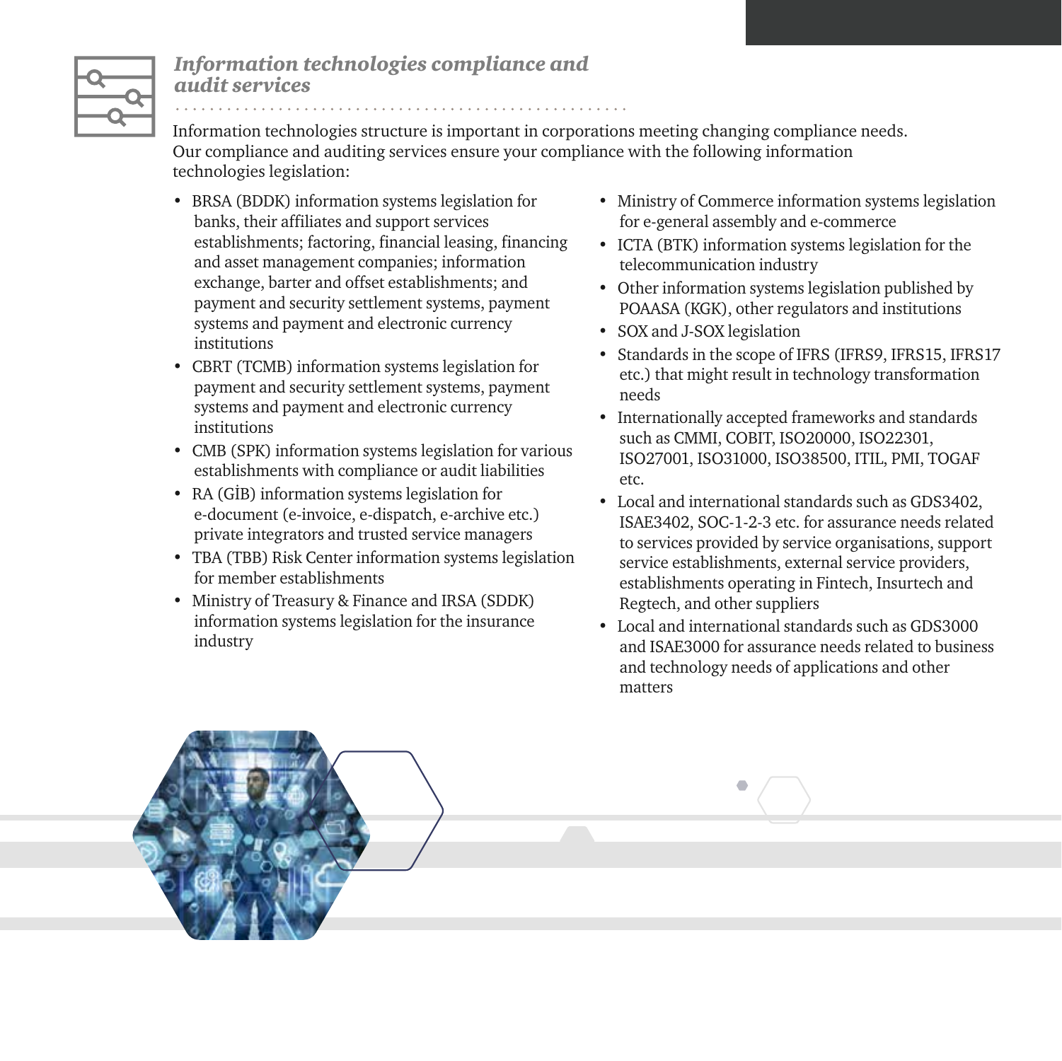## *Information technologies compliance and audit services*

Information technologies structure is important in corporations meeting changing compliance needs. Our compliance and auditing services ensure your compliance with the following information technologies legislation:

- BRSA (BDDK) information systems legislation for banks, their affiliates and support services establishments; factoring, financial leasing, financing and asset management companies; information exchange, barter and offset establishments; and payment and security settlement systems, payment systems and payment and electronic currency institutions
- CBRT (TCMB) information systems legislation for payment and security settlement systems, payment systems and payment and electronic currency institutions
- CMB (SPK) information systems legislation for various establishments with compliance or audit liabilities
- RA (GİB) information systems legislation for e-document (e-invoice, e-dispatch, e-archive etc.) private integrators and trusted service managers
- TBA (TBB) Risk Center information systems legislation for member establishments
- Ministry of Treasury & Finance and IRSA (SDDK) information systems legislation for the insurance industry
- Ministry of Commerce information systems legislation for e-general assembly and e-commerce
- ICTA (BTK) information systems legislation for the telecommunication industry
- Other information systems legislation published by POAASA (KGK), other regulators and institutions
- SOX and J-SOX legislation
- Standards in the scope of IFRS (IFRS9, IFRS15, IFRS17 etc.) that might result in technology transformation needs
- Internationally accepted frameworks and standards such as CMMI, COBIT, ISO20000, ISO22301, ISO27001, ISO31000, ISO38500, ITIL, PMI, TOGAF etc.
- Local and international standards such as GDS3402, ISAE3402, SOC-1-2-3 etc. for assurance needs related to services provided by service organisations, support service establishments, external service providers, establishments operating in Fintech, Insurtech and Regtech, and other suppliers
- Local and international standards such as GDS3000 and ISAE3000 for assurance needs related to business and technology needs of applications and other matters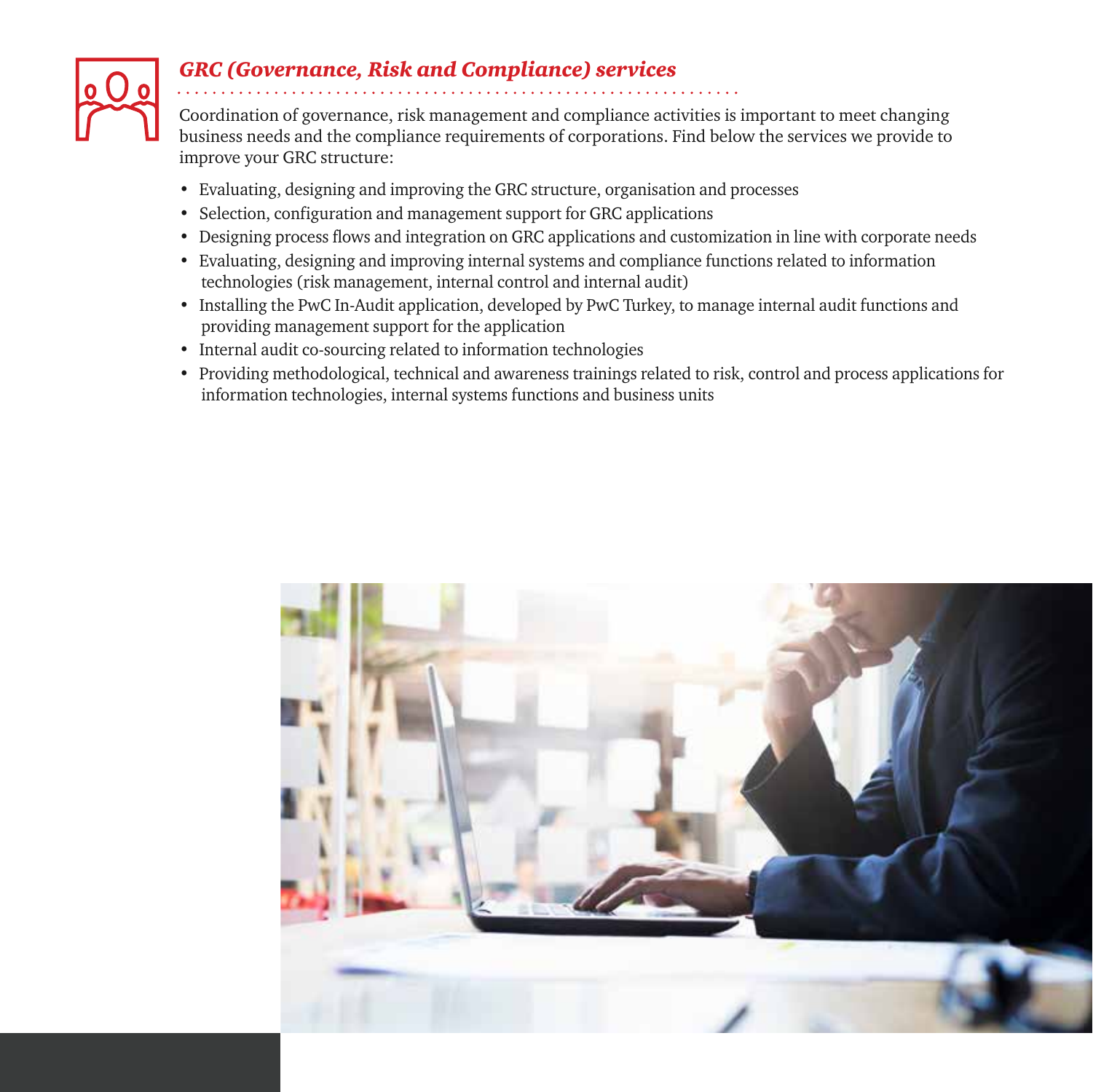## *GRC (Governance, Risk and Compliance) services*

Coordination of governance, risk management and compliance activities is important to meet changing business needs and the compliance requirements of corporations. Find below the services we provide to improve your GRC structure:

- Evaluating, designing and improving the GRC structure, organisation and processes
- Selection, configuration and management support for GRC applications
- Designing process flows and integration on GRC applications and customization in line with corporate needs
- Evaluating, designing and improving internal systems and compliance functions related to information technologies (risk management, internal control and internal audit)
- Installing the PwC In-Audit application, developed by PwC Turkey, to manage internal audit functions and providing management support for the application
- Internal audit co-sourcing related to information technologies
- Providing methodological, technical and awareness trainings related to risk, control and process applications for information technologies, internal systems functions and business units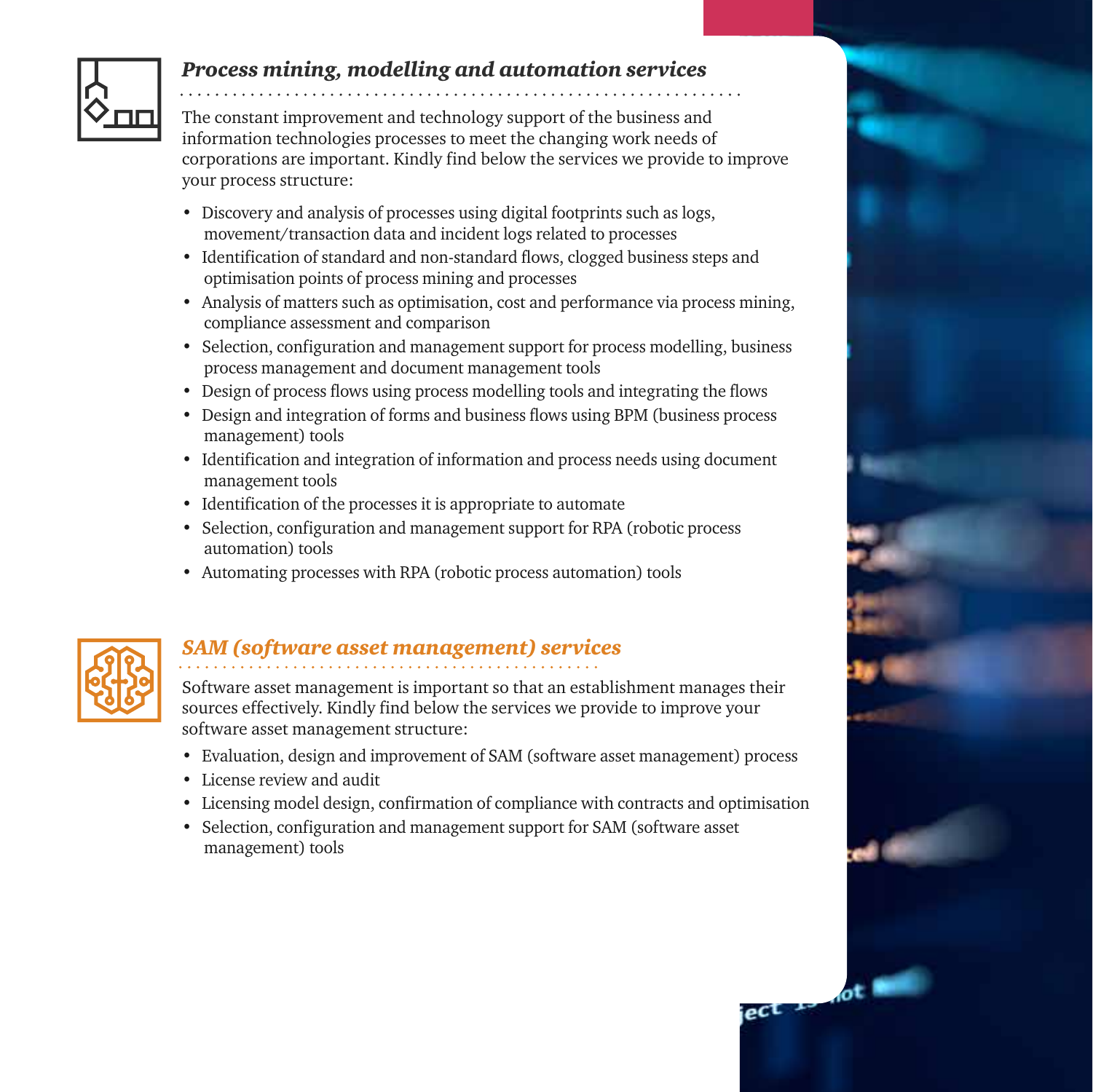### *Process mining, modelling and automation services*

The constant improvement and technology support of the business and information technologies processes to meet the changing work needs of corporations are important. Kindly find below the services we provide to improve your process structure:

- Discovery and analysis of processes using digital footprints such as logs, movement/transaction data and incident logs related to processes
- Identification of standard and non-standard flows, clogged business steps and optimisation points of process mining and processes
- Analysis of matters such as optimisation, cost and performance via process mining, compliance assessment and comparison
- Selection, configuration and management support for process modelling, business process management and document management tools
- Design of process flows using process modelling tools and integrating the flows
- Design and integration of forms and business flows using BPM (business process management) tools
- Identification and integration of information and process needs using document management tools
- Identification of the processes it is appropriate to automate
- Selection, configuration and management support for RPA (robotic process automation) tools
- Automating processes with RPA (robotic process automation) tools

### *SAM (software asset management) services*

Software asset management is important so that an establishment manages their sources effectively. Kindly find below the services we provide to improve your software asset management structure:

- Evaluation, design and improvement of SAM (software asset management) process
- License review and audit
- Licensing model design, confirmation of compliance with contracts and optimisation
- Selection, configuration and management support for SAM (software asset management) tools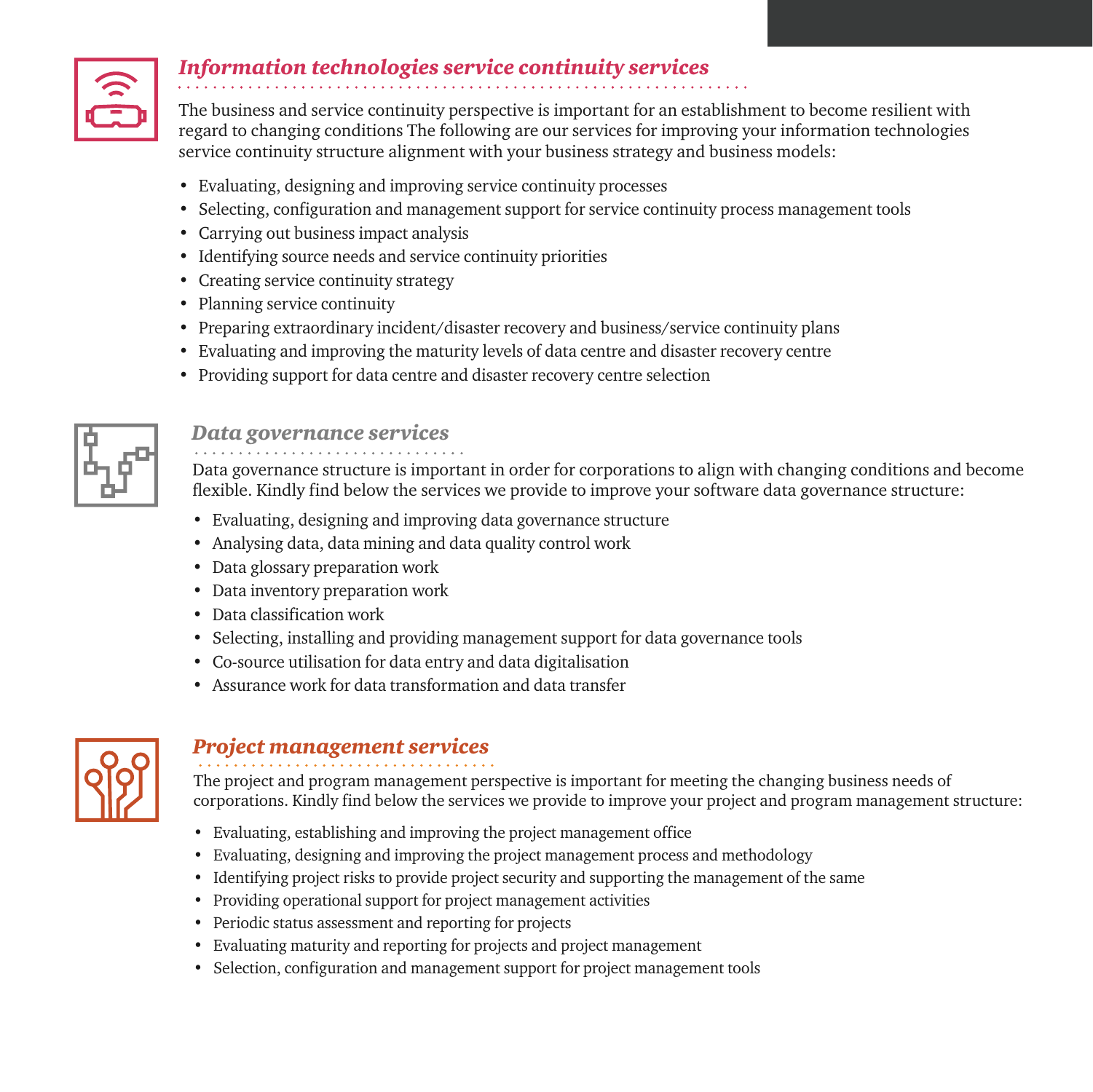## *Information technologies service continuity services*

The business and service continuity perspective is important for an establishment to become resilient with regard to changing conditions The following are our services for improving your information technologies service continuity structure alignment with your business strategy and business models:

- Evaluating, designing and improving service continuity processes
- Selecting, configuration and management support for service continuity process management tools
- Carrying out business impact analysis
- Identifying source needs and service continuity priorities
- Creating service continuity strategy
- Planning service continuity
- Preparing extraordinary incident/disaster recovery and business/service continuity plans
- Evaluating and improving the maturity levels of data centre and disaster recovery centre
- Providing support for data centre and disaster recovery centre selection

## *Data governance services*

Data governance structure is important in order for corporations to align with changing conditions and become flexible. Kindly find below the services we provide to improve your software data governance structure:

- Evaluating, designing and improving data governance structure
- Analysing data, data mining and data quality control work
- Data glossary preparation work
- Data inventory preparation work
- Data classification work
- Selecting, installing and providing management support for data governance tools
- Co-source utilisation for data entry and data digitalisation
- Assurance work for data transformation and data transfer

## *Project management services*

The project and program management perspective is important for meeting the changing business needs of corporations. Kindly find below the services we provide to improve your project and program management structure:

- Evaluating, establishing and improving the project management office
- Evaluating, designing and improving the project management process and methodology
- Identifying project risks to provide project security and supporting the management of the same
- Providing operational support for project management activities
- Periodic status assessment and reporting for projects
- Evaluating maturity and reporting for projects and project management
- Selection, configuration and management support for project management tools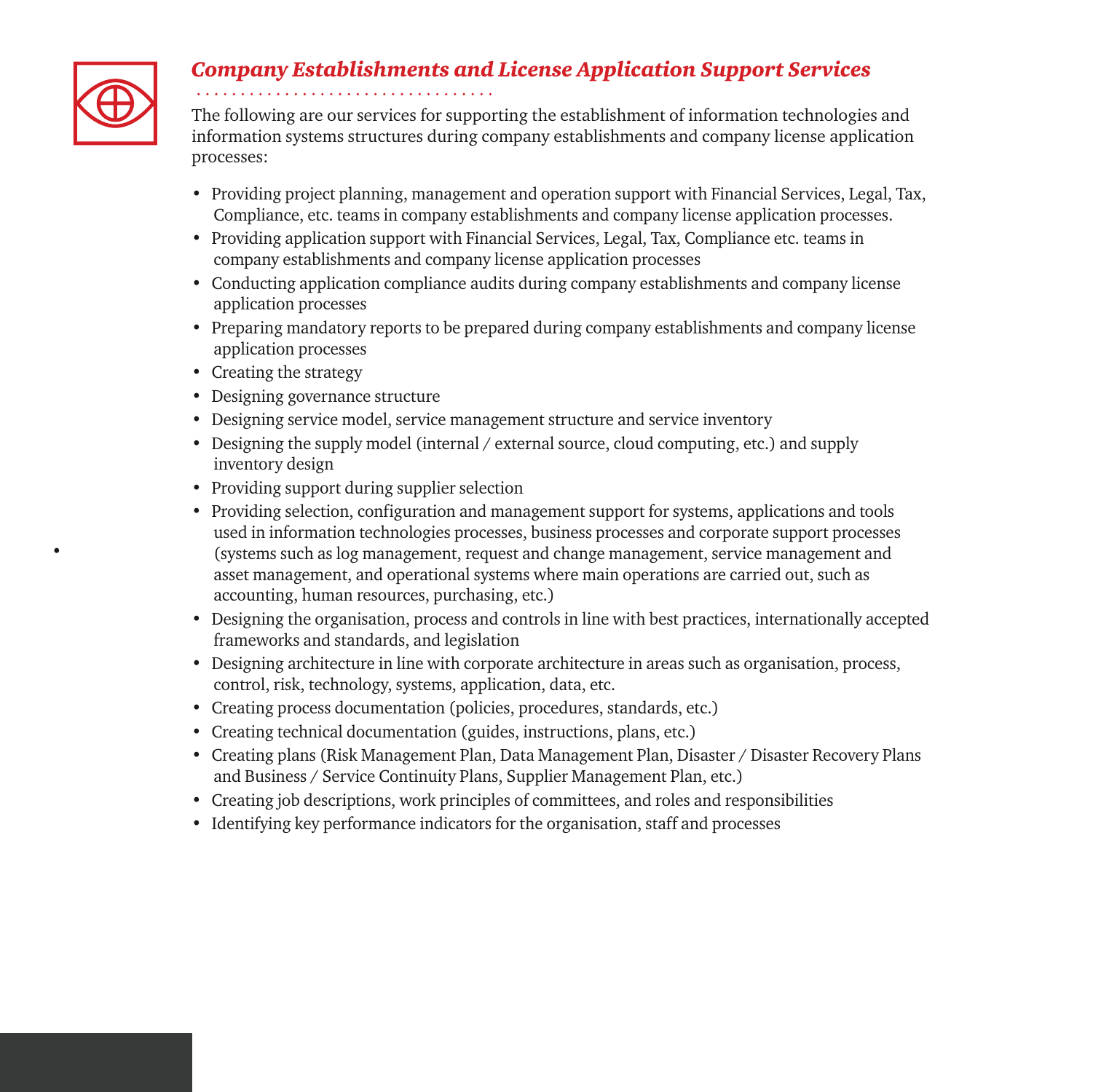## *Company Establishments and License Application Support Services*

The following are our services for supporting the establishment of information technologies and information systems structures during company establishments and company license application processes:

- Providing project planning, management and operation support with Financial Services, Legal, Tax, Compliance, etc. teams in company establishments and company license application processes.
- Providing application support with Financial Services, Legal, Tax, Compliance etc. teams in company establishments and company license application processes
- Conducting application compliance audits during company establishments and company license application processes
- Preparing mandatory reports to be prepared during company establishments and company license application processes
- Creating the strategy
- Designing governance structure
- Designing service model, service management structure and service inventory
- Designing the supply model (internal / external source, cloud computing, etc.) and supply inventory design
- Providing support during supplier selection
- Providing selection, configuration and management support for systems, applications and tools used in information technologies processes, business processes and corporate support processes (systems such as log management, request and change management, service management and asset management, and operational systems where main operations are carried out, such as accounting, human resources, purchasing, etc.)
- Designing the organisation, process and controls in line with best practices, internationally accepted frameworks and standards, and legislation
- Designing architecture in line with corporate architecture in areas such as organisation, process, control, risk, technology, systems, application, data, etc.
- Creating process documentation (policies, procedures, standards, etc.)
- Creating technical documentation (guides, instructions, plans, etc.)
- Creating plans (Risk Management Plan, Data Management Plan, Disaster / Disaster Recovery Plans and Business / Service Continuity Plans, Supplier Management Plan, etc.)
- Creating job descriptions, work principles of committees, and roles and responsibilities
- Identifying key performance indicators for the organisation, staff and processes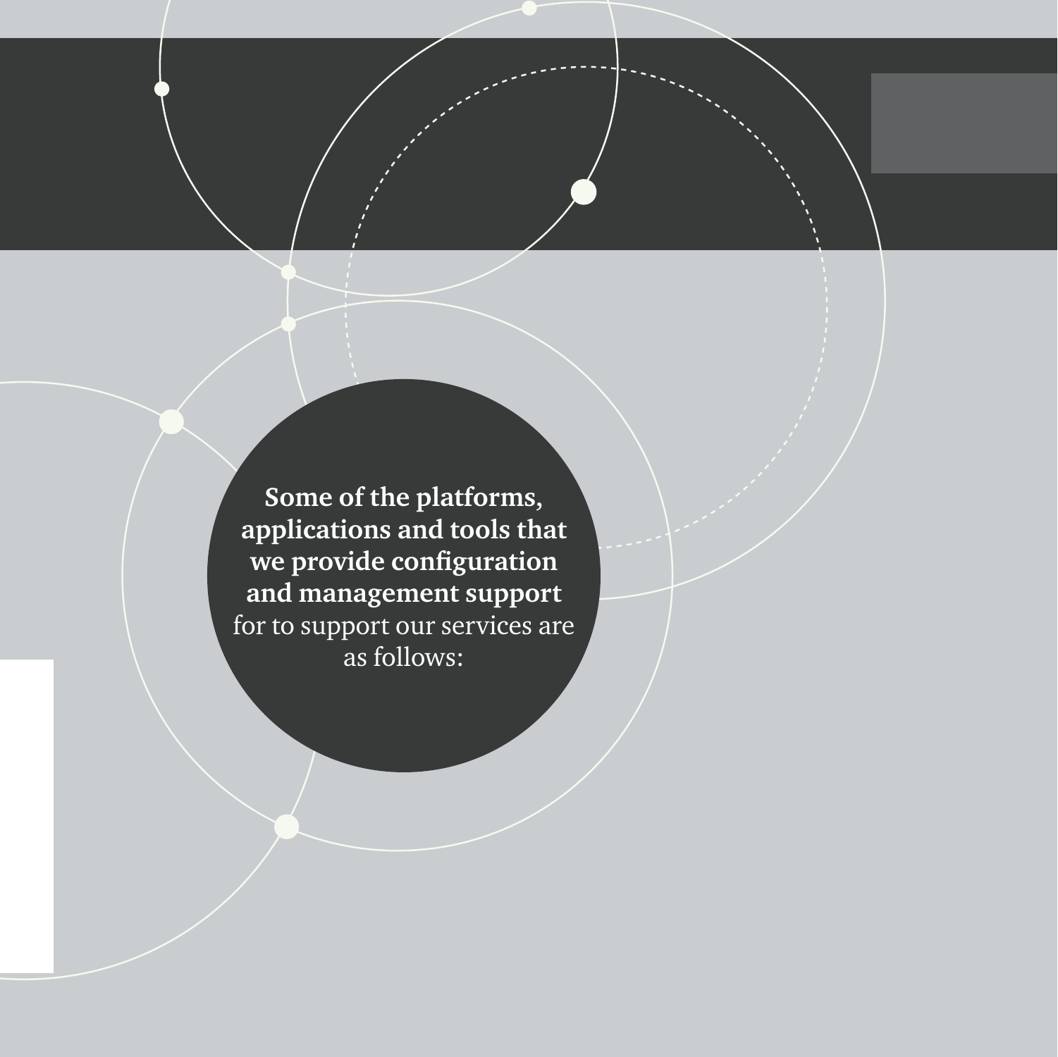**Some of the platforms, applications and tools that we provide configuration and management support** for to support our services are as follows: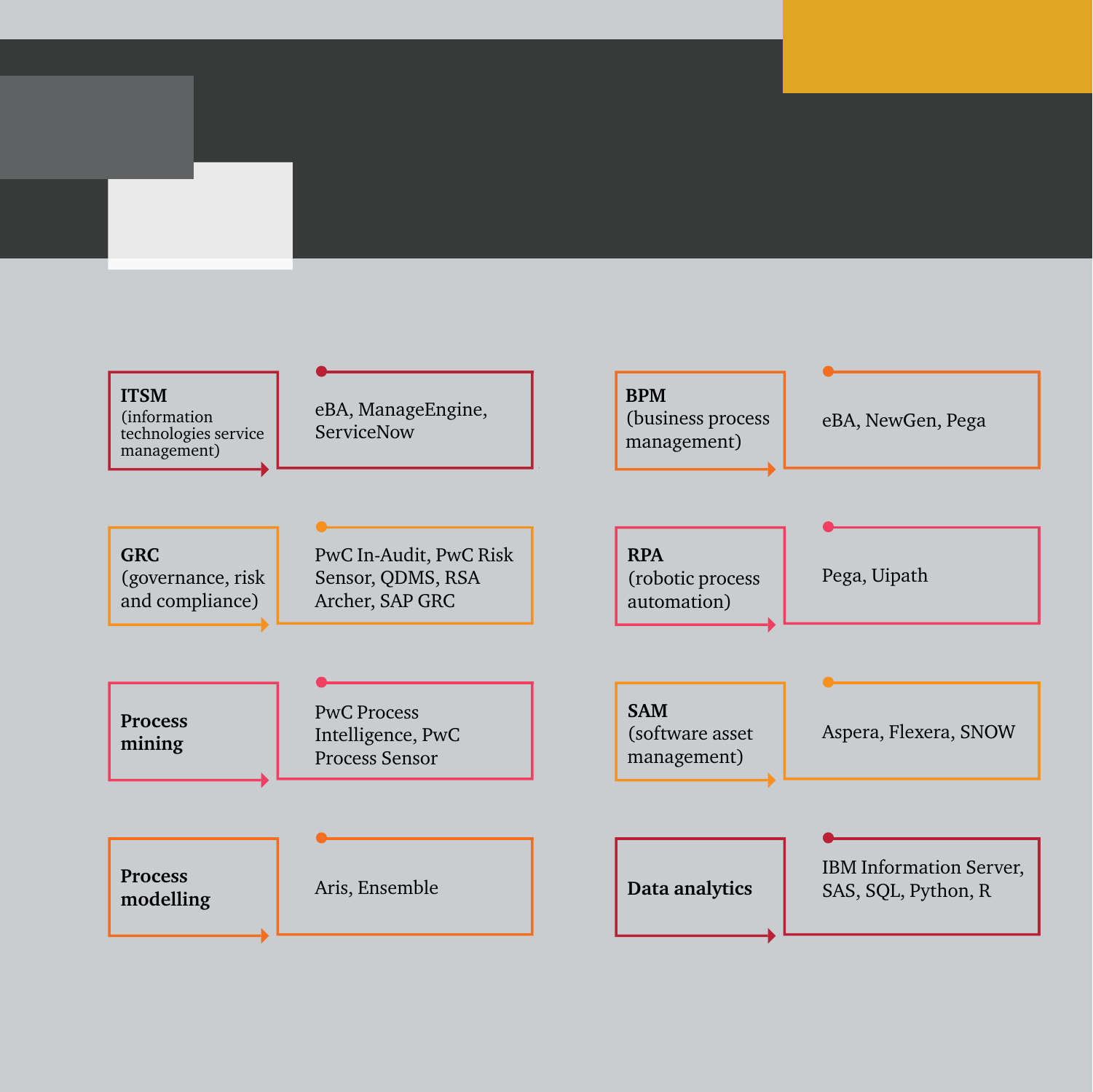| Area | Tools |
| --- | --- |
| **ITSM** (information technologies service management) | eBA, ManageEngine, ServiceNow |
| **BPM** (business process management) | eBA, NewGen, Pega |
| **GRC** (governance, risk and compliance) | PwC In-Audit, PwC Risk Sensor, QDMS, RSA Archer, SAP GRC |
| **RPA** (robotic process automation) | Pega, Uipath |
| **Process mining** | PwC Process Intelligence, PwC Process Sensor |
| **SAM** (software asset management) | Aspera, Flexera, SNOW |
| **Process modelling** | Aris, Ensemble |
| **Data analytics** | IBM Information Server, SAS, SQL, Python, R |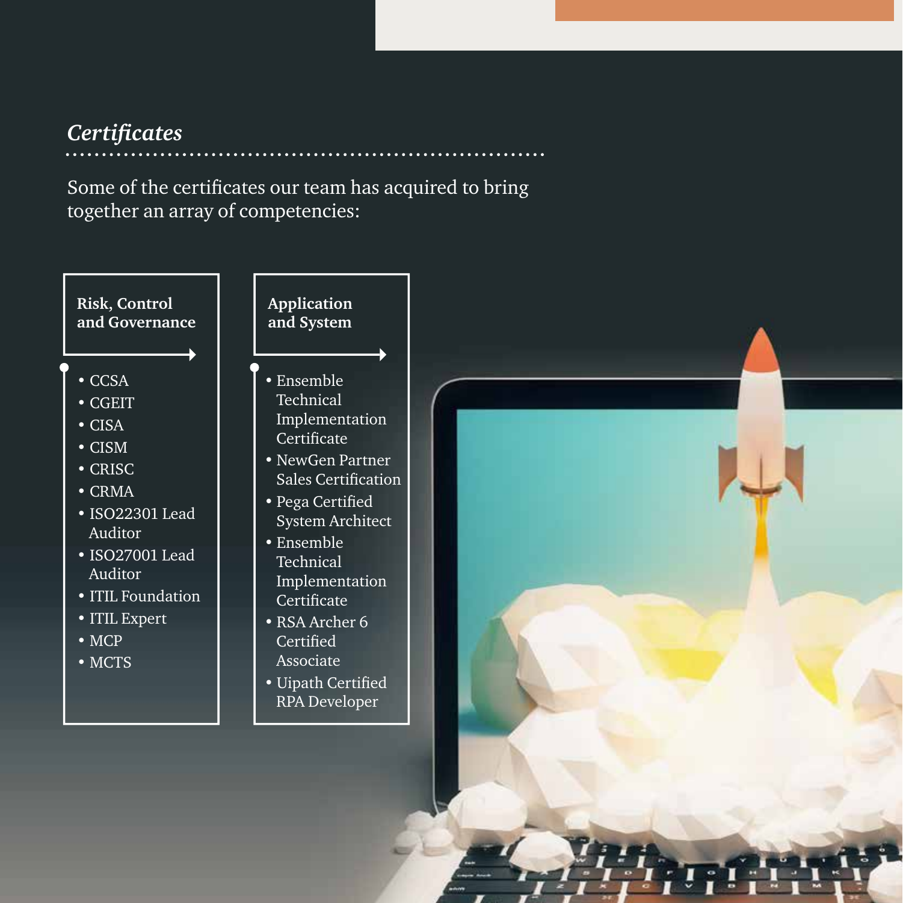## *Certificates*

Some of the certificates our team has acquired to bring together an array of competencies:

### Risk, Control and Governance

- CCSA
- CGEIT
- CISA
- CISM
- CRISC
- CRMA
- ISO22301 Lead Auditor
- ISO27001 Lead Auditor
- ITIL Foundation
- ITIL Expert
- MCP
- MCTS

### Application and System

- Ensemble Technical Implementation Certificate
- NewGen Partner Sales Certification
- Pega Certified System Architect
- Ensemble Technical Implementation Certificate
- RSA Archer 6 Certified Associate
- Uipath Certified RPA Developer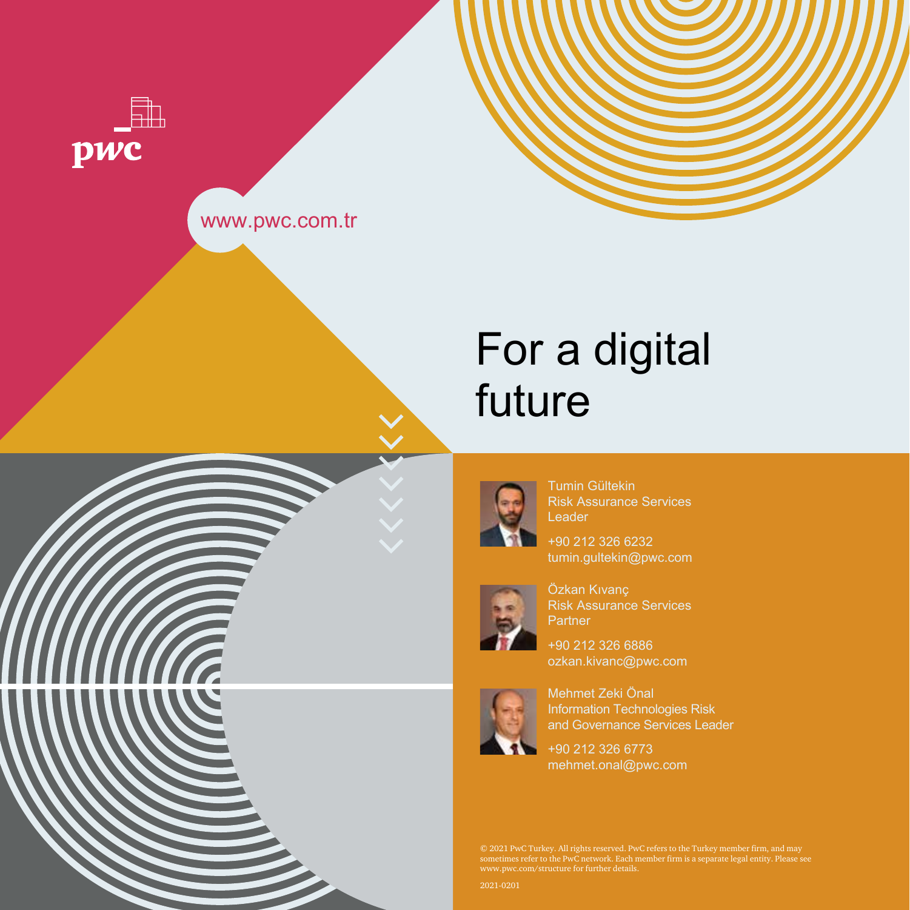pwc

www.pwc.com.tr

# For a digital future

Tumin Gültekin
Risk Assurance Services Leader

+90 212 326 6232
tumin.gultekin@pwc.com

Özkan Kıvanç
Risk Assurance Services Partner

+90 212 326 6886
ozkan.kivanc@pwc.com

Mehmet Zeki Önal
Information Technologies Risk and Governance Services Leader

+90 212 326 6773
mehmet.onal@pwc.com

© 2021 PwC Turkey. All rights reserved. PwC refers to the Turkey member firm, and may sometimes refer to the PwC network. Each member firm is a separate legal entity. Please see www.pwc.com/structure for further details.

2021-0201